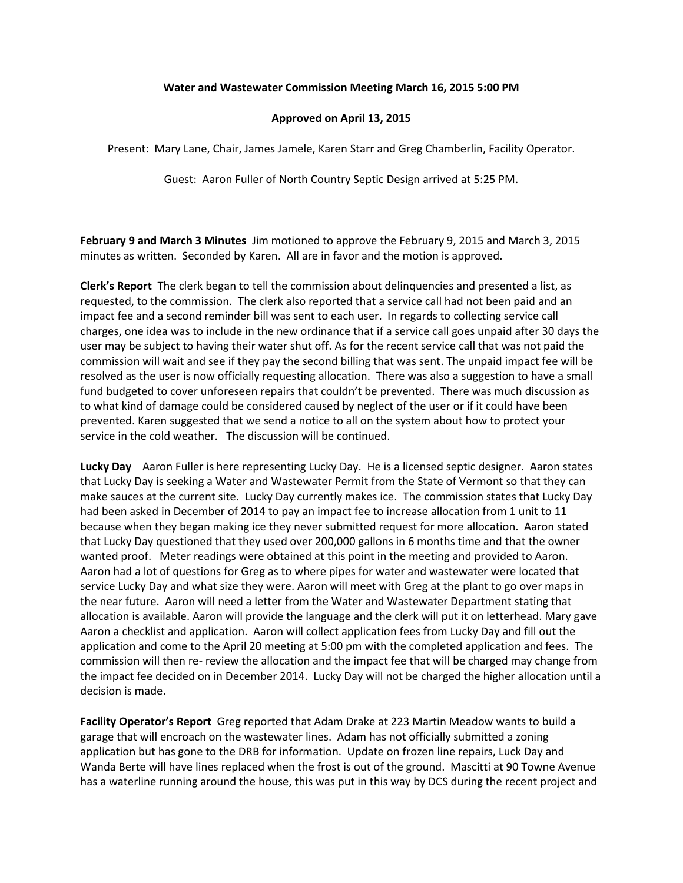**Water and Wastewater Commission Meeting March 16, 2015 5:00 PM**

**Approved on April 13, 2015**

Present: Mary Lane, Chair, James Jamele, Karen Starr and Greg Chamberlin, Facility Operator.

Guest: Aaron Fuller of North Country Septic Design arrived at 5:25 PM.

**February 9 and March 3 Minutes** Jim motioned to approve the February 9, 2015 and March 3, 2015 minutes as written. Seconded by Karen. All are in favor and the motion is approved.

**Clerk's Report** The clerk began to tell the commission about delinquencies and presented a list, as requested, to the commission. The clerk also reported that a service call had not been paid and an impact fee and a second reminder bill was sent to each user. In regards to collecting service call charges, one idea was to include in the new ordinance that if a service call goes unpaid after 30 days the user may be subject to having their water shut off. As for the recent service call that was not paid the commission will wait and see if they pay the second billing that was sent. The unpaid impact fee will be resolved as the user is now officially requesting allocation. There was also a suggestion to have a small fund budgeted to cover unforeseen repairs that couldn't be prevented. There was much discussion as to what kind of damage could be considered caused by neglect of the user or if it could have been prevented. Karen suggested that we send a notice to all on the system about how to protect your service in the cold weather. The discussion will be continued.

**Lucky Day** Aaron Fuller is here representing Lucky Day. He is a licensed septic designer. Aaron states that Lucky Day is seeking a Water and Wastewater Permit from the State of Vermont so that they can make sauces at the current site. Lucky Day currently makes ice. The commission states that Lucky Day had been asked in December of 2014 to pay an impact fee to increase allocation from 1 unit to 11 because when they began making ice they never submitted request for more allocation. Aaron stated that Lucky Day questioned that they used over 200,000 gallons in 6 months time and that the owner wanted proof. Meter readings were obtained at this point in the meeting and provided to Aaron. Aaron had a lot of questions for Greg as to where pipes for water and wastewater were located that service Lucky Day and what size they were. Aaron will meet with Greg at the plant to go over maps in the near future. Aaron will need a letter from the Water and Wastewater Department stating that allocation is available. Aaron will provide the language and the clerk will put it on letterhead. Mary gave Aaron a checklist and application. Aaron will collect application fees from Lucky Day and fill out the application and come to the April 20 meeting at 5:00 pm with the completed application and fees. The commission will then re- review the allocation and the impact fee that will be charged may change from the impact fee decided on in December 2014. Lucky Day will not be charged the higher allocation until a decision is made.

**Facility Operator's Report** Greg reported that Adam Drake at 223 Martin Meadow wants to build a garage that will encroach on the wastewater lines. Adam has not officially submitted a zoning application but has gone to the DRB for information. Update on frozen line repairs, Luck Day and Wanda Berte will have lines replaced when the frost is out of the ground. Mascitti at 90 Towne Avenue has a waterline running around the house, this was put in this way by DCS during the recent project and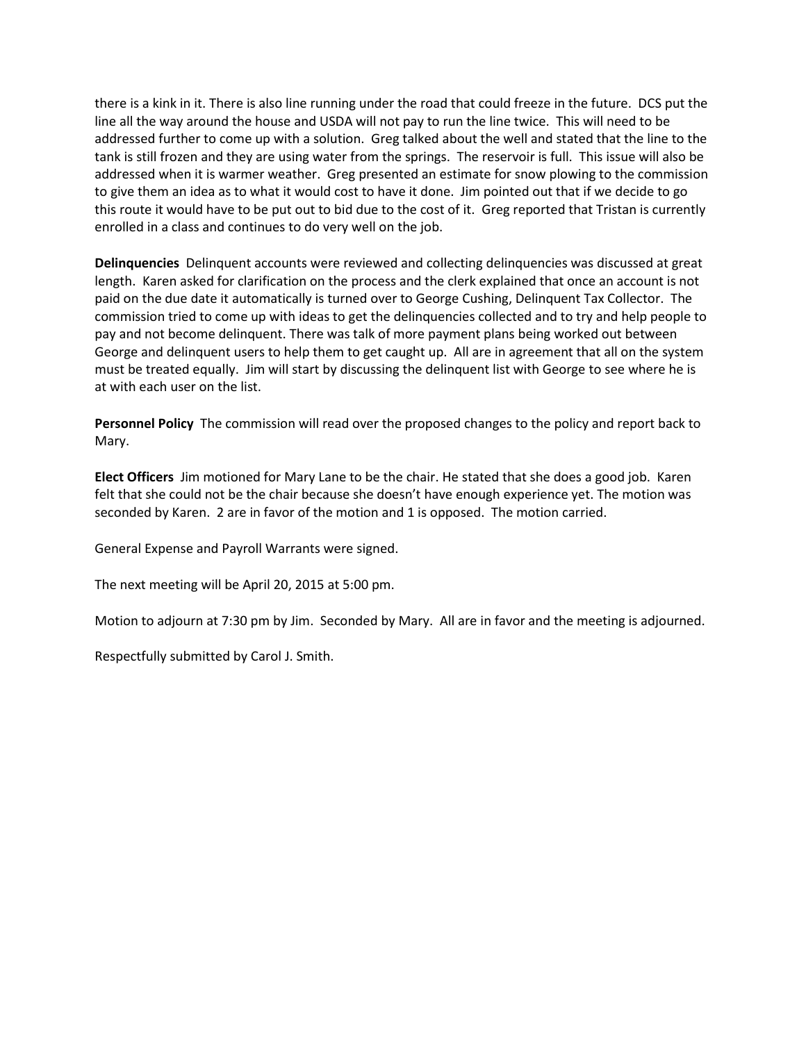there is a kink in it. There is also line running under the road that could freeze in the future. DCS put the line all the way around the house and USDA will not pay to run the line twice. This will need to be addressed further to come up with a solution. Greg talked about the well and stated that the line to the tank is still frozen and they are using water from the springs. The reservoir is full. This issue will also be addressed when it is warmer weather. Greg presented an estimate for snow plowing to the commission to give them an idea as to what it would cost to have it done. Jim pointed out that if we decide to go this route it would have to be put out to bid due to the cost of it. Greg reported that Tristan is currently enrolled in a class and continues to do very well on the job.

**Delinquencies** Delinquent accounts were reviewed and collecting delinquencies was discussed at great length. Karen asked for clarification on the process and the clerk explained that once an account is not paid on the due date it automatically is turned over to George Cushing, Delinquent Tax Collector. The commission tried to come up with ideas to get the delinquencies collected and to try and help people to pay and not become delinquent. There was talk of more payment plans being worked out between George and delinquent users to help them to get caught up. All are in agreement that all on the system must be treated equally. Jim will start by discussing the delinquent list with George to see where he is at with each user on the list.

**Personnel Policy** The commission will read over the proposed changes to the policy and report back to Mary.

**Elect Officers** Jim motioned for Mary Lane to be the chair. He stated that she does a good job. Karen felt that she could not be the chair because she doesn't have enough experience yet. The motion was seconded by Karen. 2 are in favor of the motion and 1 is opposed. The motion carried.

General Expense and Payroll Warrants were signed.

The next meeting will be April 20, 2015 at 5:00 pm.

Motion to adjourn at 7:30 pm by Jim. Seconded by Mary. All are in favor and the meeting is adjourned.

Respectfully submitted by Carol J. Smith.